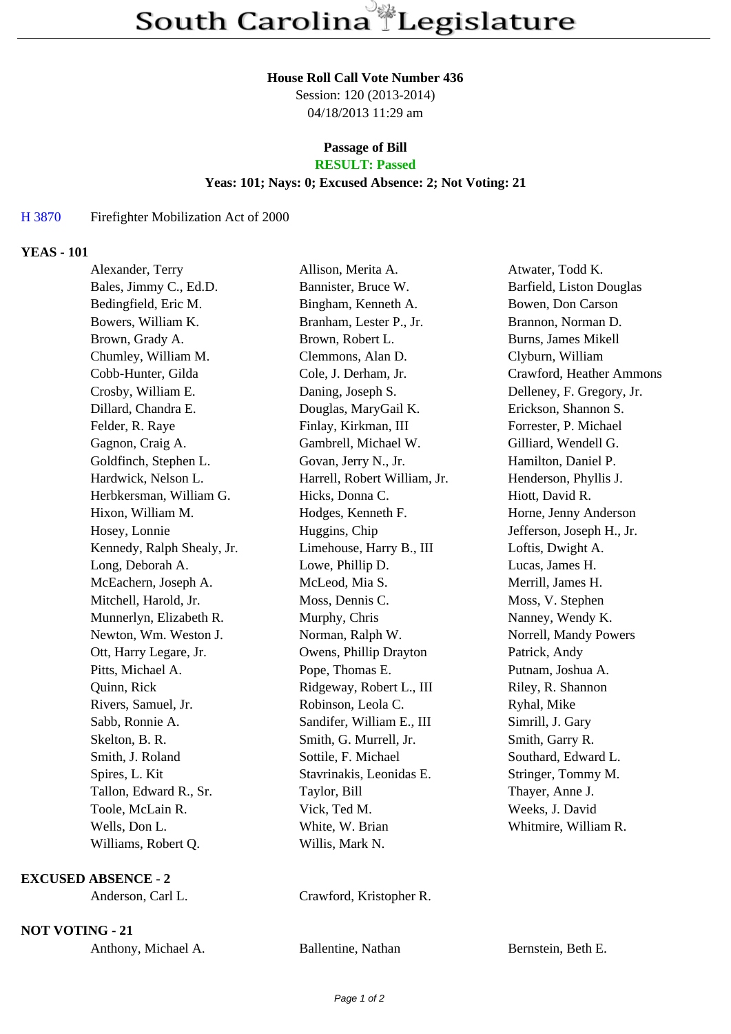# South Carolina Legislature

**House Roll Call Vote Number 436**
Session: 120 (2013-2014)
04/18/2013 11:29 am

**Passage of Bill**
**RESULT: Passed**
**Yeas: 101; Nays: 0; Excused Absence: 2; Not Voting: 21**

H 3870 Firefighter Mobilization Act of 2000

**YEAS - 101**

| | | |
|---|---|---|
| Alexander, Terry | Allison, Merita A. | Atwater, Todd K. |
| Bales, Jimmy C., Ed.D. | Bannister, Bruce W. | Barfield, Liston Douglas |
| Bedingfield, Eric M. | Bingham, Kenneth A. | Bowen, Don Carson |
| Bowers, William K. | Branham, Lester P., Jr. | Brannon, Norman D. |
| Brown, Grady A. | Brown, Robert L. | Burns, James Mikell |
| Chumley, William M. | Clemmons, Alan D. | Clyburn, William |
| Cobb-Hunter, Gilda | Cole, J. Derham, Jr. | Crawford, Heather Ammons |
| Crosby, William E. | Daning, Joseph S. | Delleney, F. Gregory, Jr. |
| Dillard, Chandra E. | Douglas, MaryGail K. | Erickson, Shannon S. |
| Felder, R. Raye | Finlay, Kirkman, III | Forrester, P. Michael |
| Gagnon, Craig A. | Gambrell, Michael W. | Gilliard, Wendell G. |
| Goldfinch, Stephen L. | Govan, Jerry N., Jr. | Hamilton, Daniel P. |
| Hardwick, Nelson L. | Harrell, Robert William, Jr. | Henderson, Phyllis J. |
| Herbkersman, William G. | Hicks, Donna C. | Hiott, David R. |
| Hixon, William M. | Hodges, Kenneth F. | Horne, Jenny Anderson |
| Hosey, Lonnie | Huggins, Chip | Jefferson, Joseph H., Jr. |
| Kennedy, Ralph Shealy, Jr. | Limehouse, Harry B., III | Loftis, Dwight A. |
| Long, Deborah A. | Lowe, Phillip D. | Lucas, James H. |
| McEachern, Joseph A. | McLeod, Mia S. | Merrill, James H. |
| Mitchell, Harold, Jr. | Moss, Dennis C. | Moss, V. Stephen |
| Munnerlyn, Elizabeth R. | Murphy, Chris | Nanney, Wendy K. |
| Newton, Wm. Weston J. | Norman, Ralph W. | Norrell, Mandy Powers |
| Ott, Harry Legare, Jr. | Owens, Phillip Drayton | Patrick, Andy |
| Pitts, Michael A. | Pope, Thomas E. | Putnam, Joshua A. |
| Quinn, Rick | Ridgeway, Robert L., III | Riley, R. Shannon |
| Rivers, Samuel, Jr. | Robinson, Leola C. | Ryhal, Mike |
| Sabb, Ronnie A. | Sandifer, William E., III | Simrill, J. Gary |
| Skelton, B. R. | Smith, G. Murrell, Jr. | Smith, Garry R. |
| Smith, J. Roland | Sottile, F. Michael | Southard, Edward L. |
| Spires, L. Kit | Stavrinakis, Leonidas E. | Stringer, Tommy M. |
| Tallon, Edward R., Sr. | Taylor, Bill | Thayer, Anne J. |
| Toole, McLain R. | Vick, Ted M. | Weeks, J. David |
| Wells, Don L. | White, W. Brian | Whitmire, William R. |
| Williams, Robert Q. | Willis, Mark N. | |

**EXCUSED ABSENCE - 2**

| | |
|---|---|
| Anderson, Carl L. | Crawford, Kristopher R. |

**NOT VOTING - 21**

| | | |
|---|---|---|
| Anthony, Michael A. | Ballentine, Nathan | Bernstein, Beth E. |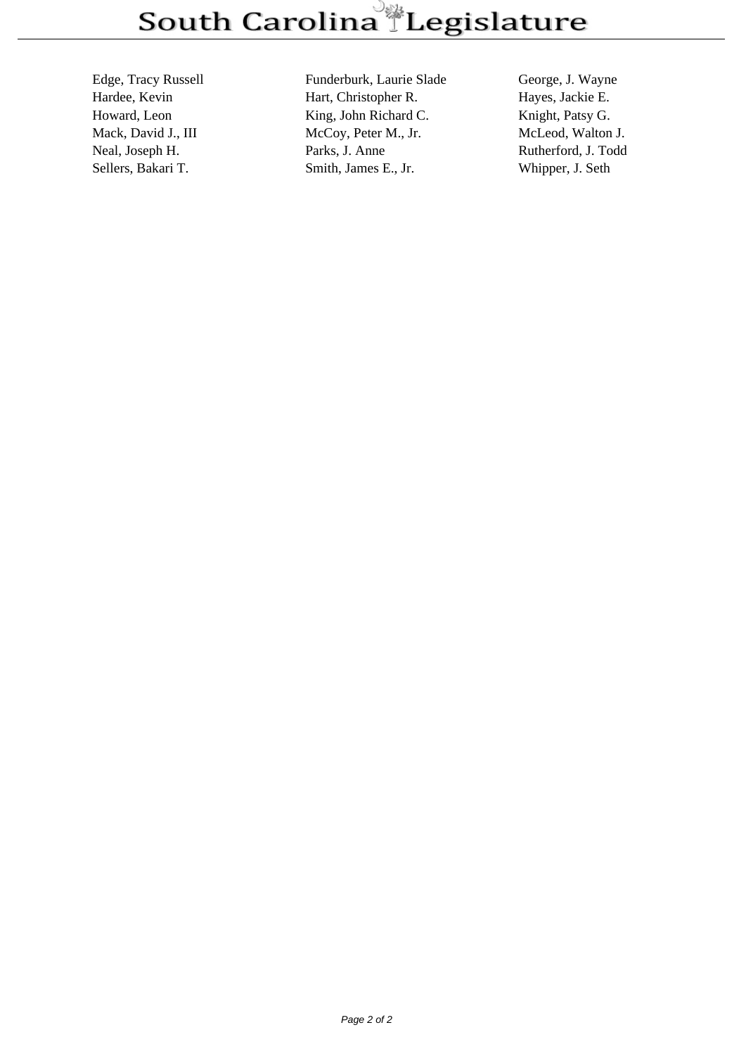Edge, Tracy Russell
Funderburk, Laurie Slade
George, J. Wayne
Hardee, Kevin
Hart, Christopher R.
Hayes, Jackie E.
Howard, Leon
King, John Richard C.
Knight, Patsy G.
Mack, David J., III
McCoy, Peter M., Jr.
McLeod, Walton J.
Neal, Joseph H.
Parks, J. Anne
Rutherford, J. Todd
Sellers, Bakari T.
Smith, James E., Jr.
Whipper, J. Seth